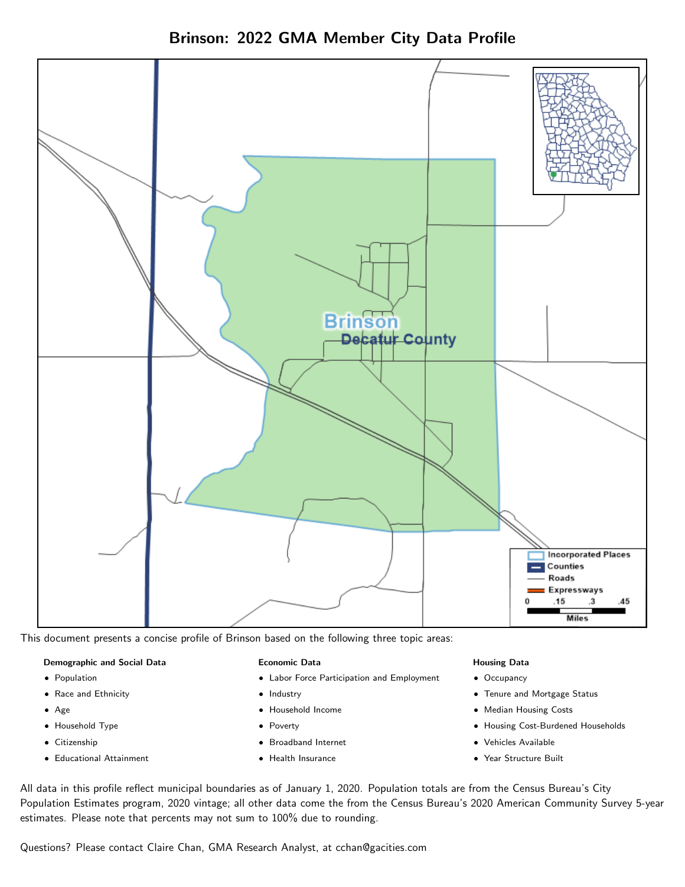# Brinson: 2022 GMA Member City Data Profile

This document presents a concise profile of Brinson based on the following three topic areas:

**Demographic and Social Data**

- Population
- Race and Ethnicity
- Age
- Household Type
- Citizenship
- Educational Attainment

**Economic Data**

- Labor Force Participation and Employment
- Industry
- Household Income
- Poverty
- Broadband Internet
- Health Insurance

**Housing Data**

- Occupancy
- Tenure and Mortgage Status
- Median Housing Costs
- Housing Cost-Burdened Households
- Vehicles Available
- Year Structure Built

All data in this profile reflect municipal boundaries as of January 1, 2020. Population totals are from the Census Bureau's City Population Estimates program, 2020 vintage; all other data come the from the Census Bureau's 2020 American Community Survey 5-year estimates. Please note that percents may not sum to 100% due to rounding.

Questions? Please contact Claire Chan, GMA Research Analyst, at cchan@gacities.com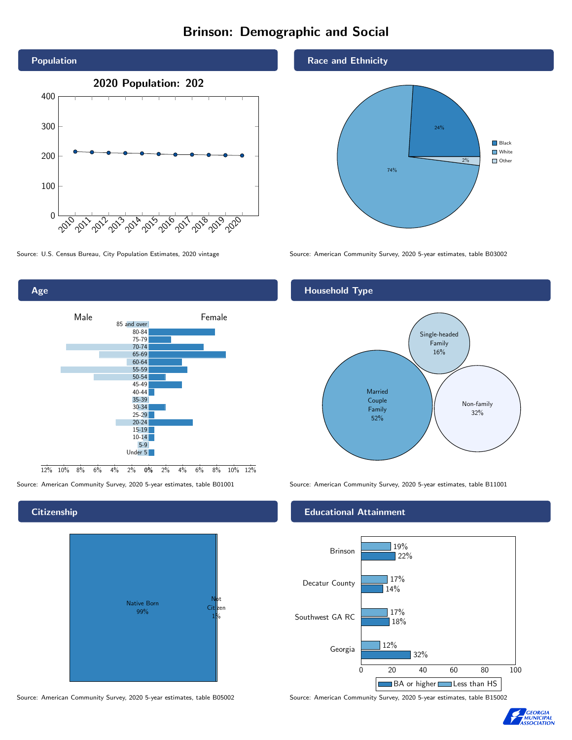# Brinson: Demographic and Social

## Population

2020 Population: 202

Source: U.S. Census Bureau, City Population Estimates, 2020 vintage

## Race and Ethnicity

| Race | Share |
|---|---|
| Black | 24% |
| White | 74% |
| Other | 2% |

Source: American Community Survey, 2020 5-year estimates, table B03002

## Age

Male | Female

Source: American Community Survey, 2020 5-year estimates, table B01001

## Household Type

| Household Type | Share |
|---|---|
| Married Couple Family | 52% |
| Single-headed Family | 16% |
| Non-family | 32% |

Source: American Community Survey, 2020 5-year estimates, table B11001

## Citizenship

| Status | Share |
|---|---|
| Native Born | 99% |
| Not Citizen | 1% |

Source: American Community Survey, 2020 5-year estimates, table B05002

## Educational Attainment

| Area | Less than HS | BA or higher |
|---|---|---|
| Brinson | 19% | 22% |
| Decatur County | 17% | 14% |
| Southwest GA RC | 17% | 18% |
| Georgia | 12% | 32% |

Source: American Community Survey, 2020 5-year estimates, table B15002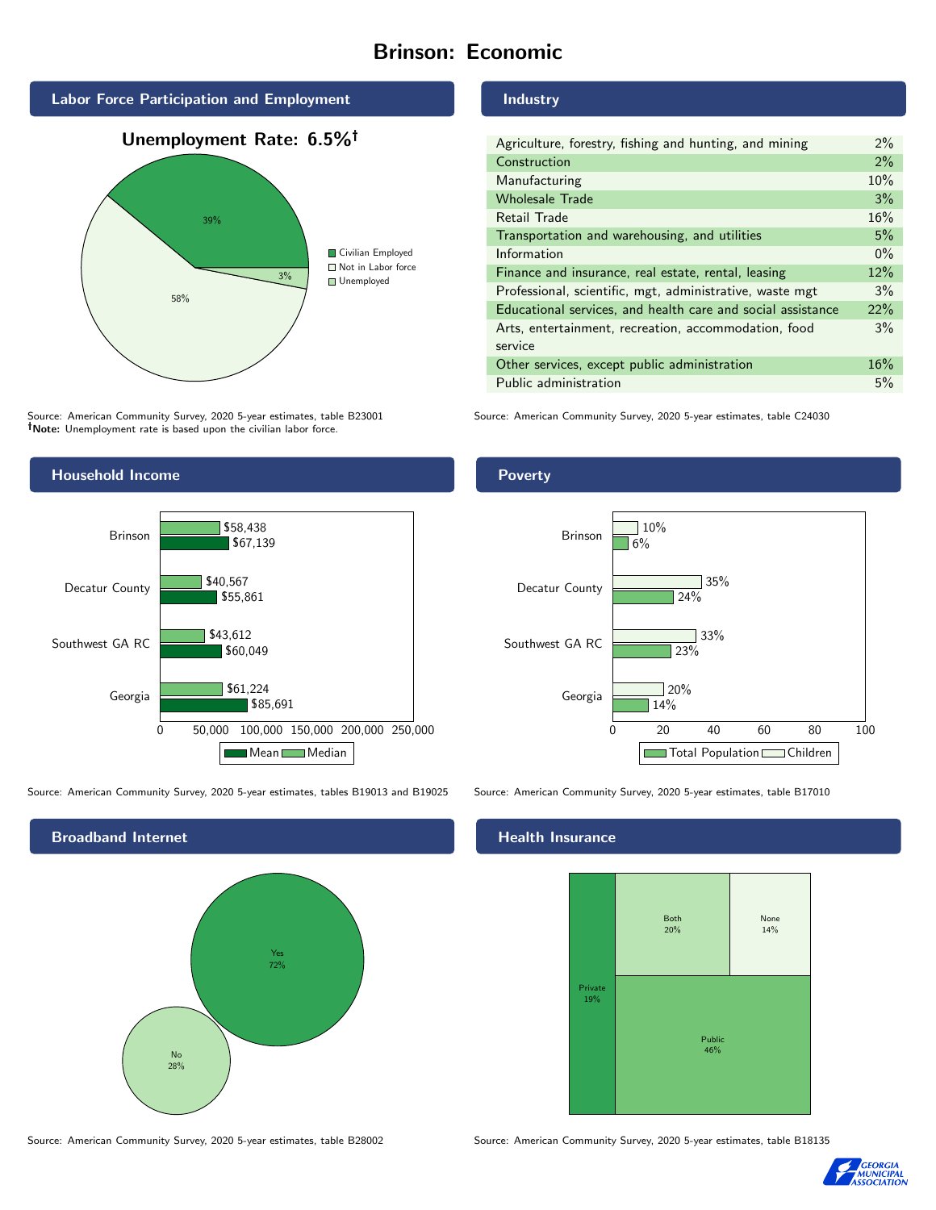# Brinson: Economic

## Labor Force Participation and Employment

**Unemployment Rate: 6.5%†**

| Category | Percent |
| --- | --- |
| Civilian Employed | 39% |
| Not in Labor force | 58% |
| Unemployed | 3% |

Source: American Community Survey, 2020 5-year estimates, table B23001
**†Note:** Unemployment rate is based upon the civilian labor force.

## Industry

| Industry | Percent |
| --- | --- |
| Agriculture, forestry, fishing and hunting, and mining | 2% |
| Construction | 2% |
| Manufacturing | 10% |
| Wholesale Trade | 3% |
| Retail Trade | 16% |
| Transportation and warehousing, and utilities | 5% |
| Information | 0% |
| Finance and insurance, real estate, rental, leasing | 12% |
| Professional, scientific, mgt, administrative, waste mgt | 3% |
| Educational services, and health care and social assistance | 22% |
| Arts, entertainment, recreation, accommodation, food service | 3% |
| Other services, except public administration | 16% |
| Public administration | 5% |

Source: American Community Survey, 2020 5-year estimates, table C24030

## Household Income

| Area | Median | Mean |
| --- | --- | --- |
| Brinson | $58,438 | $67,139 |
| Decatur County | $40,567 | $55,861 |
| Southwest GA RC | $43,612 | $60,049 |
| Georgia | $61,224 | $85,691 |

Source: American Community Survey, 2020 5-year estimates, tables B19013 and B19025

## Poverty

| Area | Children | Total Population |
| --- | --- | --- |
| Brinson | 10% | 6% |
| Decatur County | 35% | 24% |
| Southwest GA RC | 33% | 23% |
| Georgia | 20% | 14% |

Source: American Community Survey, 2020 5-year estimates, table B17010

## Broadband Internet

| Response | Percent |
| --- | --- |
| Yes | 72% |
| No | 28% |

Source: American Community Survey, 2020 5-year estimates, table B28002

## Health Insurance

| Type | Percent |
| --- | --- |
| Private | 19% |
| Both | 20% |
| None | 14% |
| Public | 46% |

Source: American Community Survey, 2020 5-year estimates, table B18135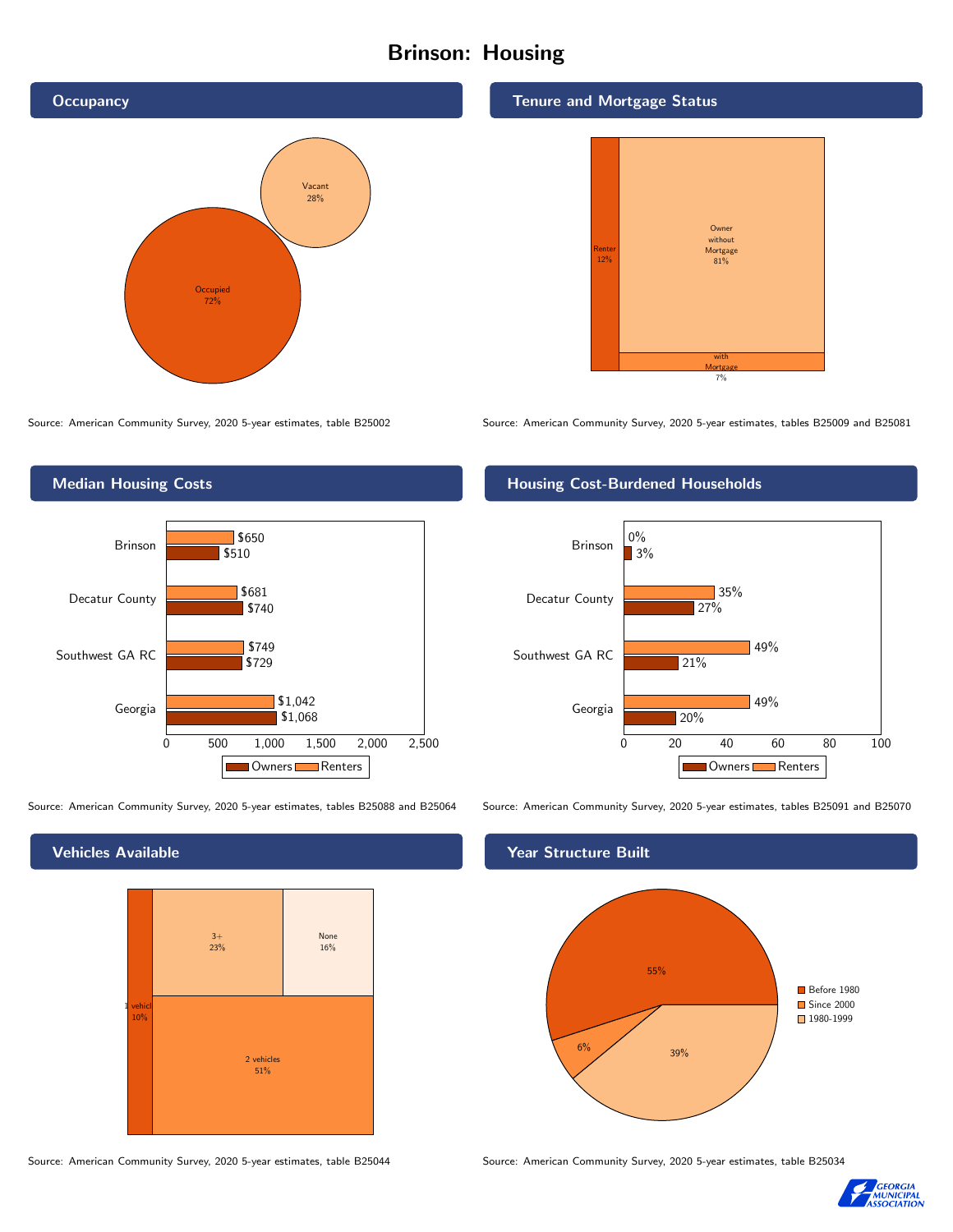# Brinson: Housing

## Occupancy

Vacant
28%

Occupied
72%

Source: American Community Survey, 2020 5-year estimates, table B25002

## Tenure and Mortgage Status

Renter
12%

Owner
without
Mortgage
81%

with
Mortgage
7%

Source: American Community Survey, 2020 5-year estimates, tables B25009 and B25081

## Median Housing Costs

Brinson
$650
$510

Decatur County
$681
$740

Southwest GA RC
$749
$729

Georgia
$1,042
$1,068

0 500 1,000 1,500 2,000 2,500

Owners Renters

Source: American Community Survey, 2020 5-year estimates, tables B25088 and B25064

## Housing Cost-Burdened Households

Brinson
0%
3%

Decatur County
35%
27%

Southwest GA RC
49%
21%

Georgia
49%
20%

0 20 40 60 80 100

Owners Renters

Source: American Community Survey, 2020 5-year estimates, tables B25091 and B25070

## Vehicles Available

1 vehicl
10%

3+
23%

None
16%

2 vehicles
51%

Source: American Community Survey, 2020 5-year estimates, table B25044

## Year Structure Built

55%

6%

39%

Before 1980
Since 2000
1980-1999

Source: American Community Survey, 2020 5-year estimates, table B25034

GEORGIA MUNICIPAL ASSOCIATION